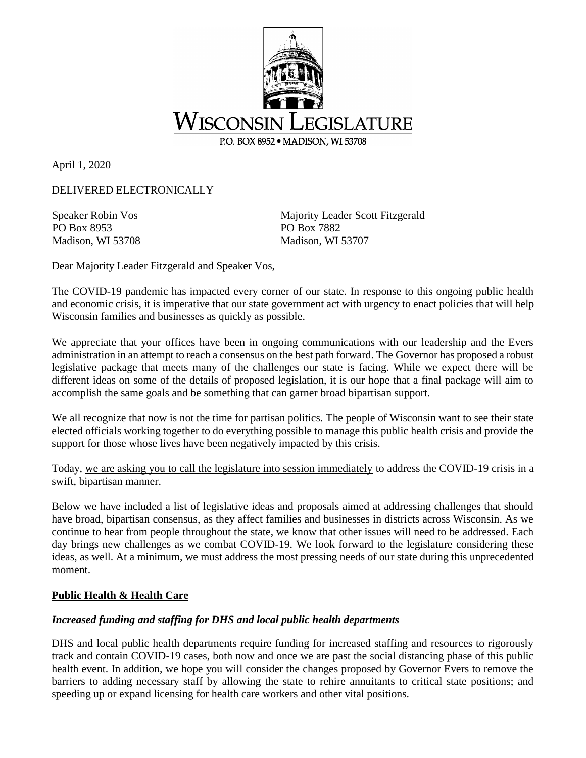WISCONSIN LEGISLATURE

P.O. BOX 8952 • MADISON, WI 53708

April 1, 2020

DELIVERED ELECTRONICALLY

Speaker Robin Vos
PO Box 8953
Madison, WI 53708

Majority Leader Scott Fitzgerald
PO Box 7882
Madison, WI 53707

Dear Majority Leader Fitzgerald and Speaker Vos,

The COVID-19 pandemic has impacted every corner of our state. In response to this ongoing public health and economic crisis, it is imperative that our state government act with urgency to enact policies that will help Wisconsin families and businesses as quickly as possible.

We appreciate that your offices have been in ongoing communications with our leadership and the Evers administration in an attempt to reach a consensus on the best path forward. The Governor has proposed a robust legislative package that meets many of the challenges our state is facing. While we expect there will be different ideas on some of the details of proposed legislation, it is our hope that a final package will aim to accomplish the same goals and be something that can garner broad bipartisan support.

We all recognize that now is not the time for partisan politics. The people of Wisconsin want to see their state elected officials working together to do everything possible to manage this public health crisis and provide the support for those whose lives have been negatively impacted by this crisis.

Today, <u>we are asking you to call the legislature into session immediately</u> to address the COVID-19 crisis in a swift, bipartisan manner.

Below we have included a list of legislative ideas and proposals aimed at addressing challenges that should have broad, bipartisan consensus, as they affect families and businesses in districts across Wisconsin. As we continue to hear from people throughout the state, we know that other issues will need to be addressed. Each day brings new challenges as we combat COVID-19. We look forward to the legislature considering these ideas, as well. At a minimum, we must address the most pressing needs of our state during this unprecedented moment.

## Public Health & Health Care

### *Increased funding and staffing for DHS and local public health departments*

DHS and local public health departments require funding for increased staffing and resources to rigorously track and contain COVID-19 cases, both now and once we are past the social distancing phase of this public health event. In addition, we hope you will consider the changes proposed by Governor Evers to remove the barriers to adding necessary staff by allowing the state to rehire annuitants to critical state positions; and speeding up or expand licensing for health care workers and other vital positions.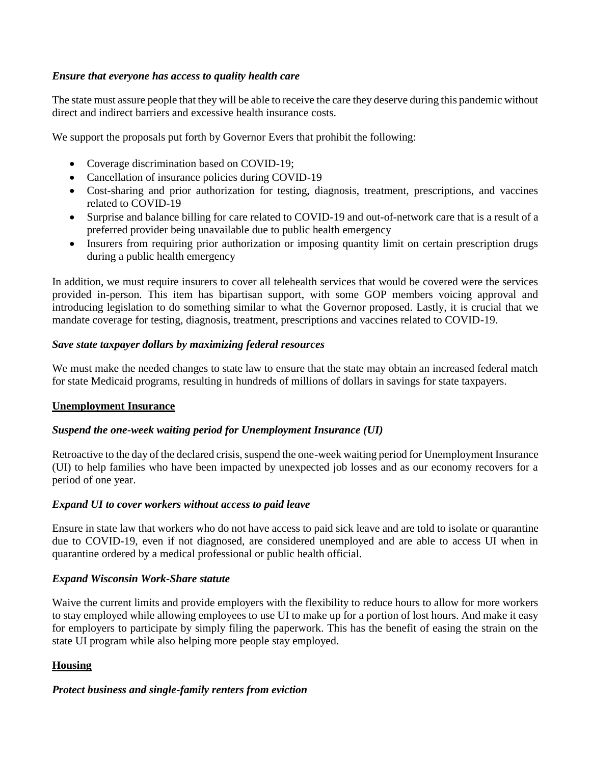***Ensure that everyone has access to quality health care***

The state must assure people that they will be able to receive the care they deserve during this pandemic without direct and indirect barriers and excessive health insurance costs.

We support the proposals put forth by Governor Evers that prohibit the following:

- Coverage discrimination based on COVID-19;
- Cancellation of insurance policies during COVID-19
- Cost-sharing and prior authorization for testing, diagnosis, treatment, prescriptions, and vaccines related to COVID-19
- Surprise and balance billing for care related to COVID-19 and out-of-network care that is a result of a preferred provider being unavailable due to public health emergency
- Insurers from requiring prior authorization or imposing quantity limit on certain prescription drugs during a public health emergency

In addition, we must require insurers to cover all telehealth services that would be covered were the services provided in-person. This item has bipartisan support, with some GOP members voicing approval and introducing legislation to do something similar to what the Governor proposed. Lastly, it is crucial that we mandate coverage for testing, diagnosis, treatment, prescriptions and vaccines related to COVID-19.

***Save state taxpayer dollars by maximizing federal resources***

We must make the needed changes to state law to ensure that the state may obtain an increased federal match for state Medicaid programs, resulting in hundreds of millions of dollars in savings for state taxpayers.

## Unemployment Insurance

***Suspend the one-week waiting period for Unemployment Insurance (UI)***

Retroactive to the day of the declared crisis, suspend the one-week waiting period for Unemployment Insurance (UI) to help families who have been impacted by unexpected job losses and as our economy recovers for a period of one year.

***Expand UI to cover workers without access to paid leave***

Ensure in state law that workers who do not have access to paid sick leave and are told to isolate or quarantine due to COVID-19, even if not diagnosed, are considered unemployed and are able to access UI when in quarantine ordered by a medical professional or public health official.

***Expand Wisconsin Work-Share statute***

Waive the current limits and provide employers with the flexibility to reduce hours to allow for more workers to stay employed while allowing employees to use UI to make up for a portion of lost hours. And make it easy for employers to participate by simply filing the paperwork. This has the benefit of easing the strain on the state UI program while also helping more people stay employed.

## Housing

***Protect business and single-family renters from eviction***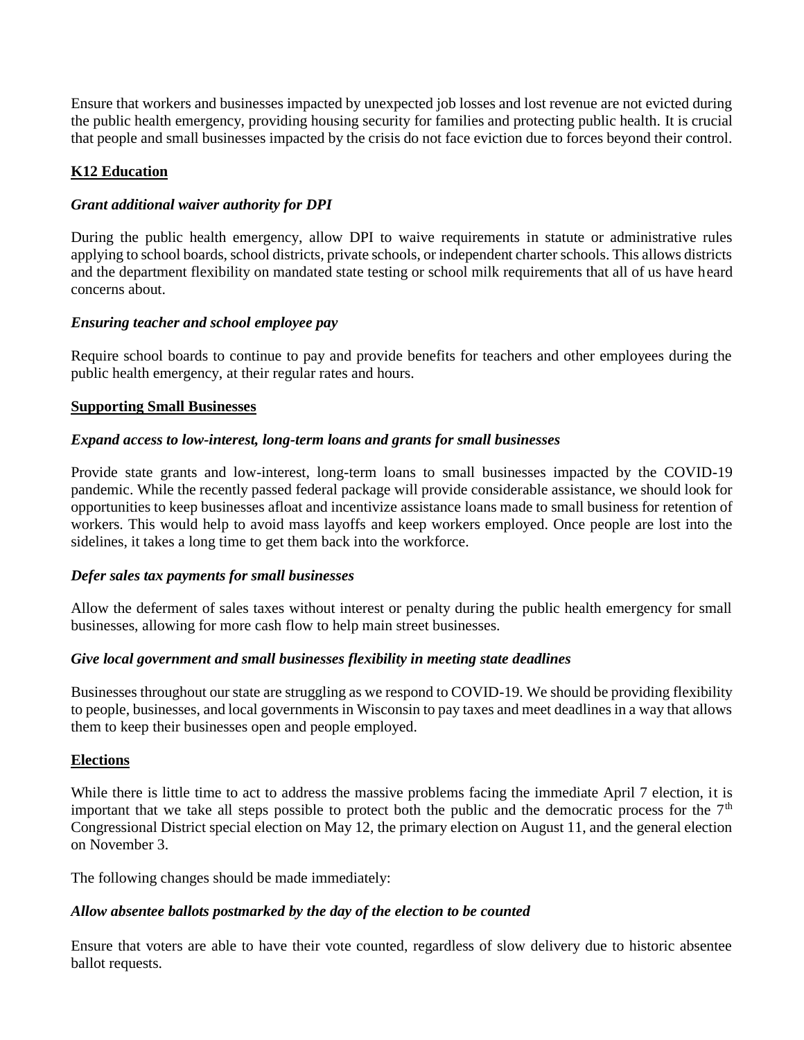Ensure that workers and businesses impacted by unexpected job losses and lost revenue are not evicted during the public health emergency, providing housing security for families and protecting public health. It is crucial that people and small businesses impacted by the crisis do not face eviction due to forces beyond their control.

## K12 Education

### *Grant additional waiver authority for DPI*

During the public health emergency, allow DPI to waive requirements in statute or administrative rules applying to school boards, school districts, private schools, or independent charter schools. This allows districts and the department flexibility on mandated state testing or school milk requirements that all of us have heard concerns about.

### *Ensuring teacher and school employee pay*

Require school boards to continue to pay and provide benefits for teachers and other employees during the public health emergency, at their regular rates and hours.

## Supporting Small Businesses

### *Expand access to low-interest, long-term loans and grants for small businesses*

Provide state grants and low-interest, long-term loans to small businesses impacted by the COVID-19 pandemic. While the recently passed federal package will provide considerable assistance, we should look for opportunities to keep businesses afloat and incentivize assistance loans made to small business for retention of workers. This would help to avoid mass layoffs and keep workers employed. Once people are lost into the sidelines, it takes a long time to get them back into the workforce.

### *Defer sales tax payments for small businesses*

Allow the deferment of sales taxes without interest or penalty during the public health emergency for small businesses, allowing for more cash flow to help main street businesses.

### *Give local government and small businesses flexibility in meeting state deadlines*

Businesses throughout our state are struggling as we respond to COVID-19. We should be providing flexibility to people, businesses, and local governments in Wisconsin to pay taxes and meet deadlines in a way that allows them to keep their businesses open and people employed.

## Elections

While there is little time to act to address the massive problems facing the immediate April 7 election, it is important that we take all steps possible to protect both the public and the democratic process for the 7th Congressional District special election on May 12, the primary election on August 11, and the general election on November 3.

The following changes should be made immediately:

### *Allow absentee ballots postmarked by the day of the election to be counted*

Ensure that voters are able to have their vote counted, regardless of slow delivery due to historic absentee ballot requests.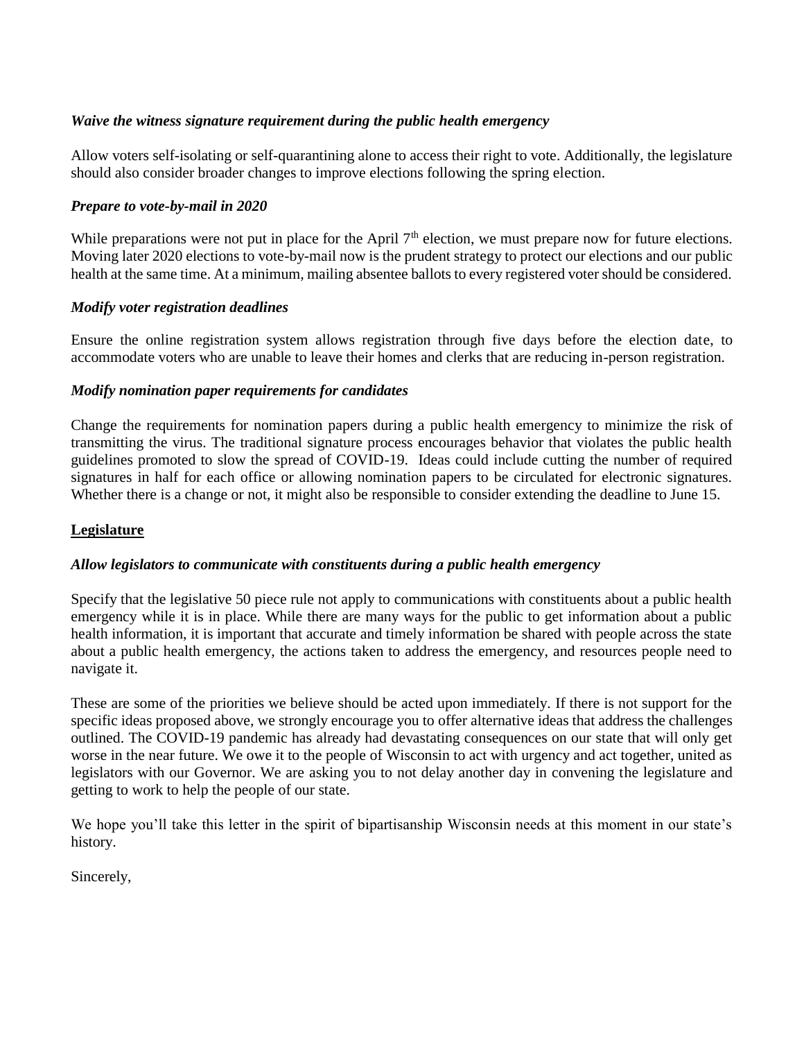*Waive the witness signature requirement during the public health emergency*

Allow voters self-isolating or self-quarantining alone to access their right to vote. Additionally, the legislature should also consider broader changes to improve elections following the spring election.

*Prepare to vote-by-mail in 2020*

While preparations were not put in place for the April 7th election, we must prepare now for future elections. Moving later 2020 elections to vote-by-mail now is the prudent strategy to protect our elections and our public health at the same time. At a minimum, mailing absentee ballots to every registered voter should be considered.

*Modify voter registration deadlines*

Ensure the online registration system allows registration through five days before the election date, to accommodate voters who are unable to leave their homes and clerks that are reducing in-person registration.

*Modify nomination paper requirements for candidates*

Change the requirements for nomination papers during a public health emergency to minimize the risk of transmitting the virus. The traditional signature process encourages behavior that violates the public health guidelines promoted to slow the spread of COVID-19. Ideas could include cutting the number of required signatures in half for each office or allowing nomination papers to be circulated for electronic signatures. Whether there is a change or not, it might also be responsible to consider extending the deadline to June 15.

**Legislature**

*Allow legislators to communicate with constituents during a public health emergency*

Specify that the legislative 50 piece rule not apply to communications with constituents about a public health emergency while it is in place. While there are many ways for the public to get information about a public health information, it is important that accurate and timely information be shared with people across the state about a public health emergency, the actions taken to address the emergency, and resources people need to navigate it.

These are some of the priorities we believe should be acted upon immediately. If there is not support for the specific ideas proposed above, we strongly encourage you to offer alternative ideas that address the challenges outlined. The COVID-19 pandemic has already had devastating consequences on our state that will only get worse in the near future. We owe it to the people of Wisconsin to act with urgency and act together, united as legislators with our Governor. We are asking you to not delay another day in convening the legislature and getting to work to help the people of our state.

We hope you'll take this letter in the spirit of bipartisanship Wisconsin needs at this moment in our state's history.

Sincerely,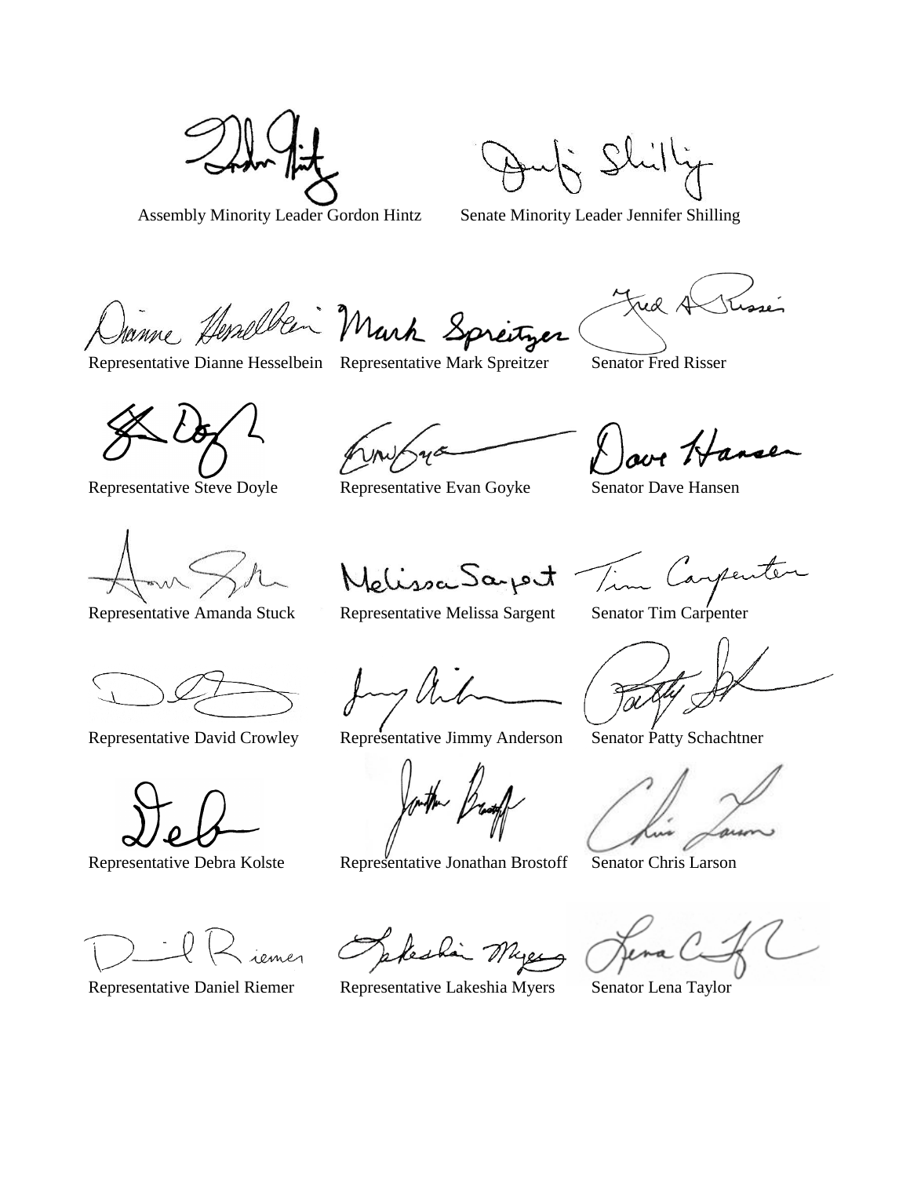Assembly Minority Leader Gordon Hintz

Senate Minority Leader Jennifer Shilling

Representative Dianne Hesselbein

Representative Mark Spreitzer

Senator Fred Risser

Representative Steve Doyle

Representative Evan Goyke

Senator Dave Hansen

Representative Amanda Stuck

Representative Melissa Sargent

Senator Tim Carpenter

Representative David Crowley

Representative Jimmy Anderson

Senator Patty Schachtner

Representative Debra Kolste

Representative Jonathan Brostoff

Senator Chris Larson

Representative Daniel Riemer

Representative Lakeshia Myers

Senator Lena Taylor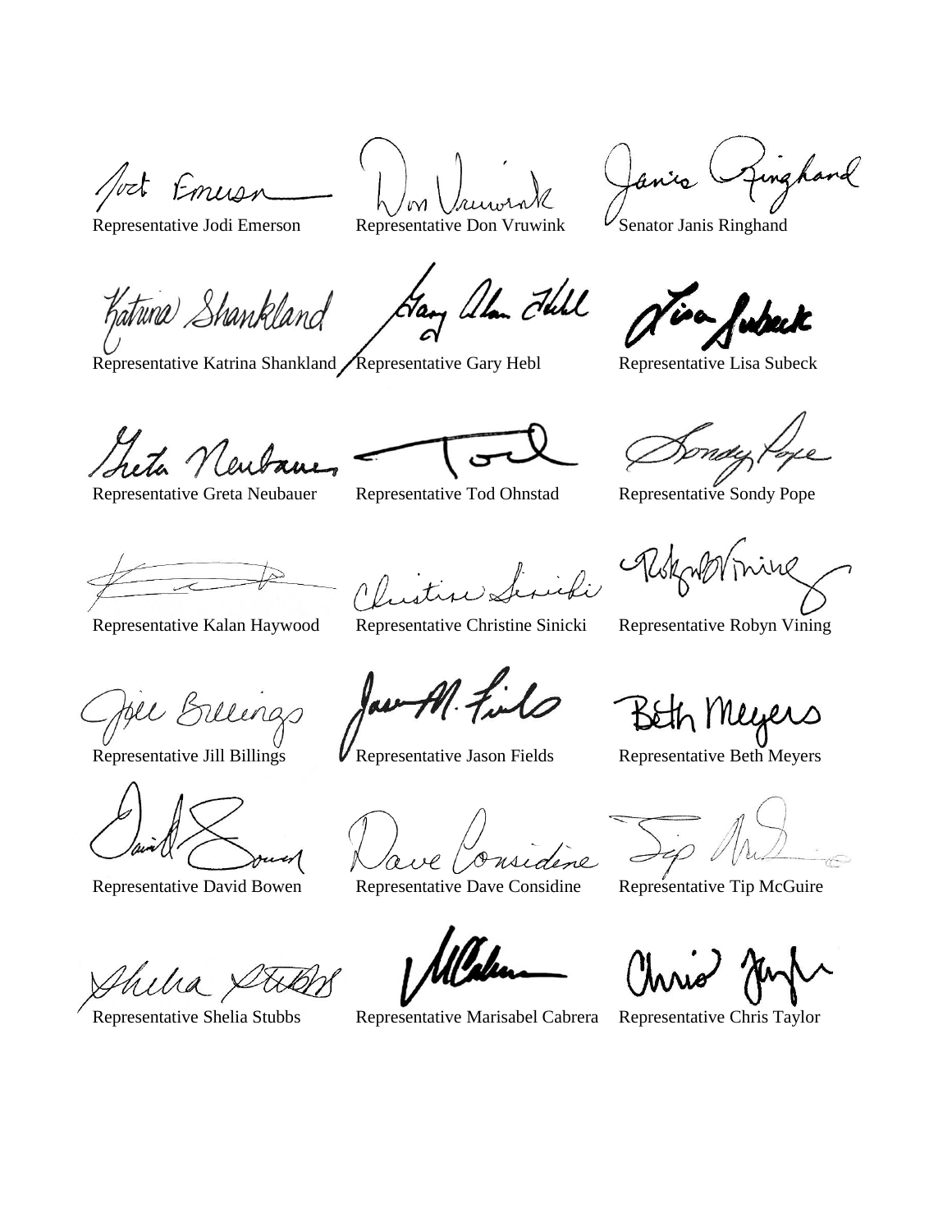| | | |
|---|---|---|
| Representative Jodi Emerson | Representative Don Vruwink | Senator Janis Ringhand |
| Representative Katrina Shankland | Representative Gary Hebl | Representative Lisa Subeck |
| Representative Greta Neubauer | Representative Tod Ohnstad | Representative Sondy Pope |
| Representative Kalan Haywood | Representative Christine Sinicki | Representative Robyn Vining |
| Representative Jill Billings | Representative Jason Fields | Representative Beth Meyers |
| Representative David Bowen | Representative Dave Considine | Representative Tip McGuire |
| Representative Shelia Stubbs | Representative Marisabel Cabrera | Representative Chris Taylor |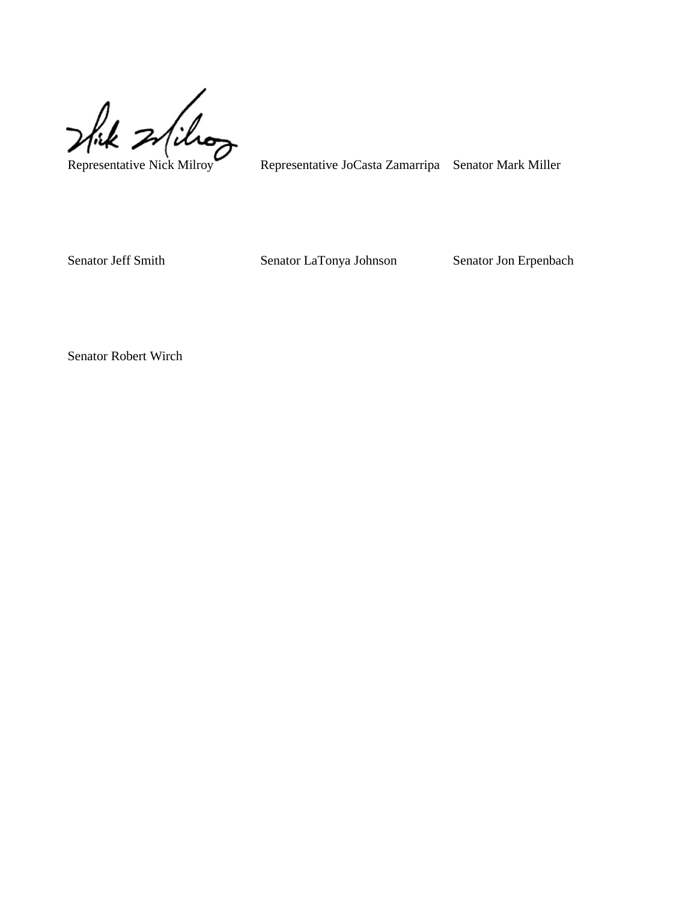Representative Nick Milroy

Representative JoCasta Zamarripa

Senator Mark Miller

Senator Jeff Smith

Senator LaTonya Johnson

Senator Jon Erpenbach

Senator Robert Wirch